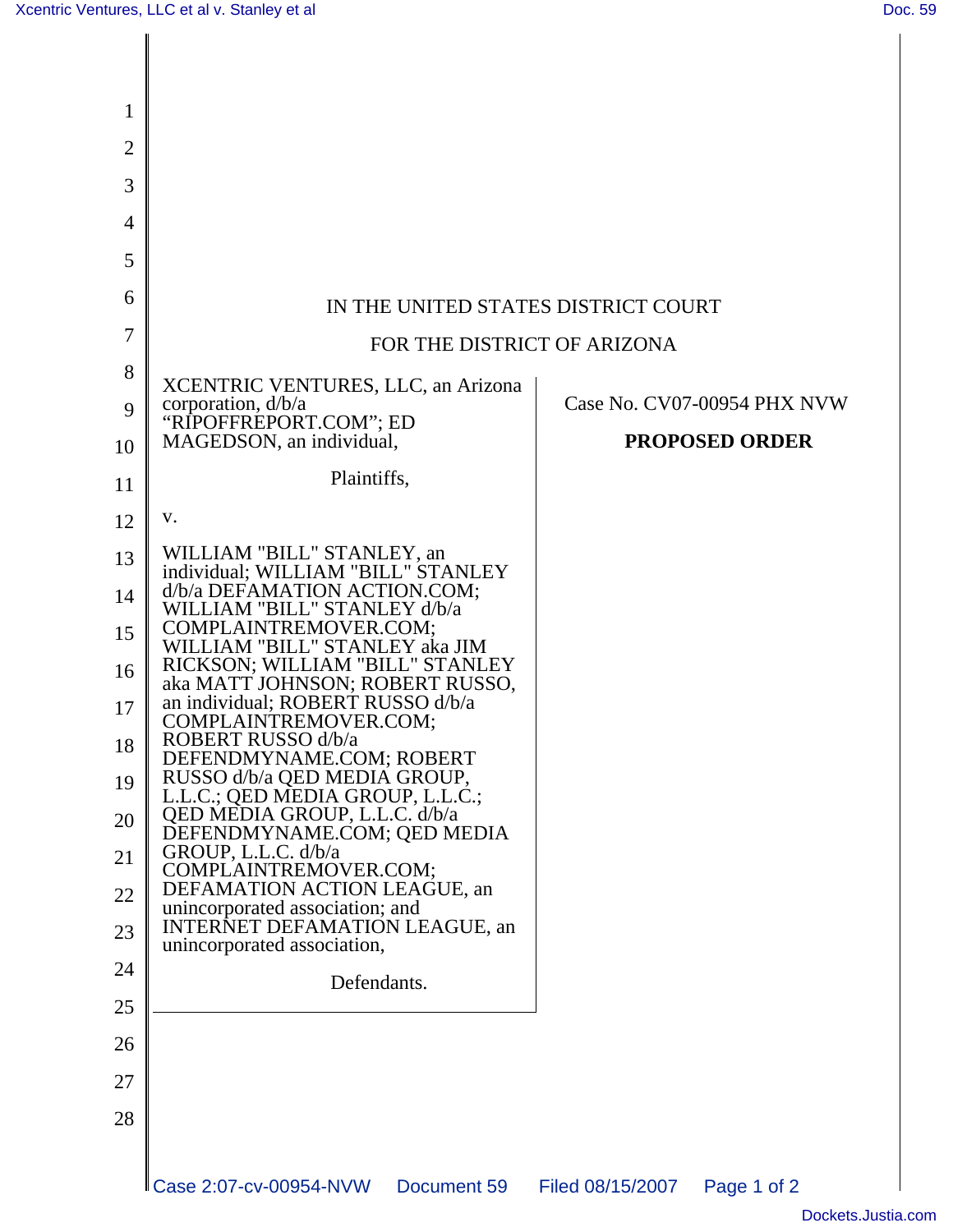IN THE UNITED STATES DISTRICT COURT

FOR THE DISTRICT OF ARIZONA

XCENTRIC VENTURES, LLC, an Arizona corporation, d/b/a "RIPOFFREPORT.COM"; ED MAGEDSON, an individual,

Plaintiffs,

v.

WILLIAM "BILL" STANLEY, an individual; WILLIAM "BILL" STANLEY d/b/a DEFAMATION ACTION.COM; WILLIAM "BILL" STANLEY d/b/a COMPLAINTREMOVER.COM; WILLIAM "BILL" STANLEY aka JIM RICKSON; WILLIAM "BILL" STANLEY aka MATT JOHNSON; ROBERT RUSSO, an individual; ROBERT RUSSO d/b/a COMPLAINTREMOVER.COM; ROBERT RUSSO d/b/a DEFENDMYNAME.COM; ROBERT RUSSO d/b/a QED MEDIA GROUP, L.L.C.; QED MEDIA GROUP, L.L.C.; QED MEDIA GROUP, L.L.C. d/b/a DEFENDMYNAME.COM; QED MEDIA GROUP, L.L.C. d/b/a COMPLAINTREMOVER.COM; DEFAMATION ACTION LEAGUE, an unincorporated association; and INTERNET DEFAMATION LEAGUE, an unincorporated association,

Defendants.

Case No. CV07-00954 PHX NVW

**PROPOSED ORDER**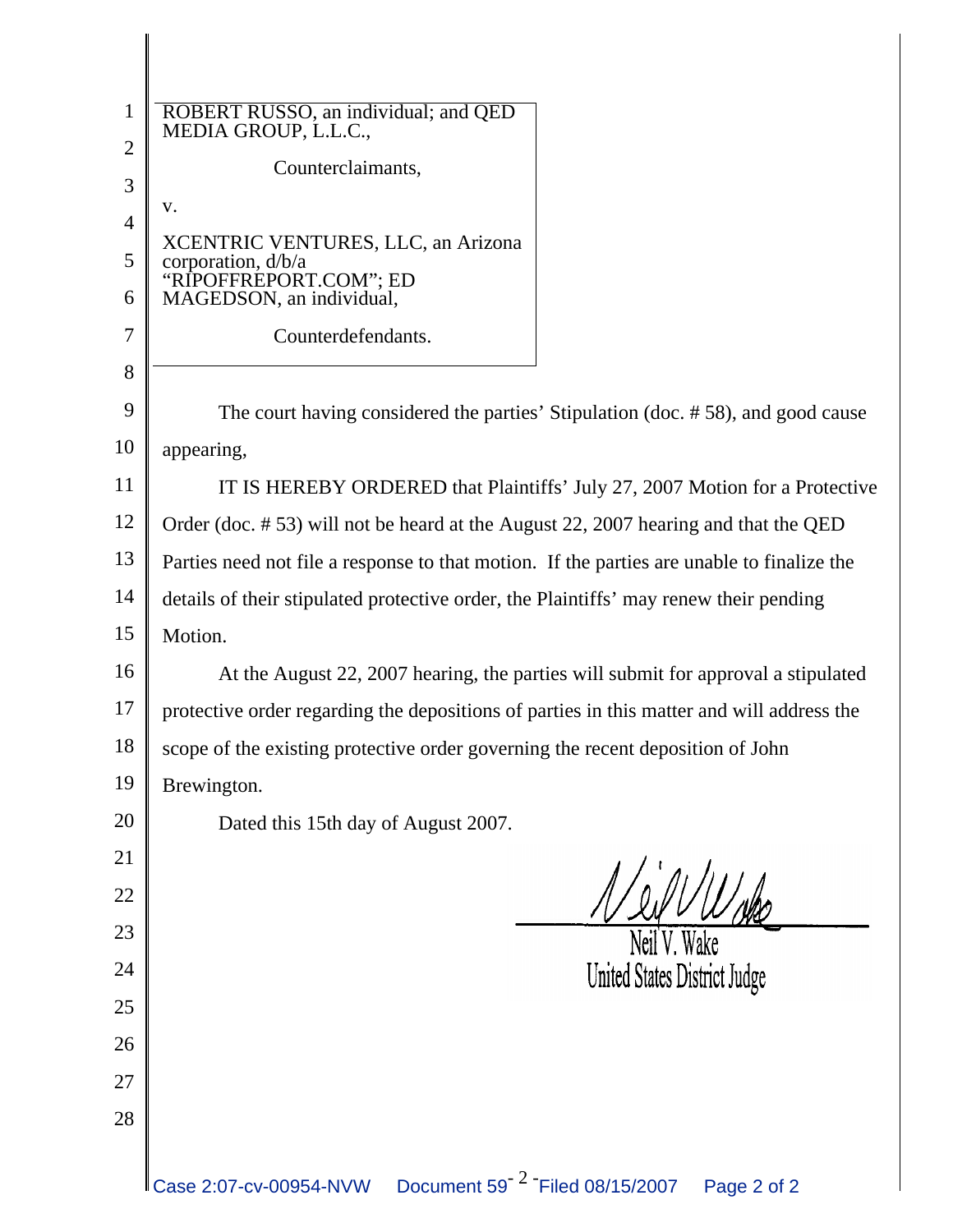ROBERT RUSSO, an individual; and QED MEDIA GROUP, L.L.C.,

Counterclaimants,

v.

XCENTRIC VENTURES, LLC, an Arizona corporation, d/b/a "RIPOFFREPORT.COM"; ED MAGEDSON, an individual,

Counterdefendants.

The court having considered the parties' Stipulation (doc. # 58), and good cause appearing,

IT IS HEREBY ORDERED that Plaintiffs' July 27, 2007 Motion for a Protective Order (doc. # 53) will not be heard at the August 22, 2007 hearing and that the QED Parties need not file a response to that motion. If the parties are unable to finalize the details of their stipulated protective order, the Plaintiffs' may renew their pending Motion.

At the August 22, 2007 hearing, the parties will submit for approval a stipulated protective order regarding the depositions of parties in this matter and will address the scope of the existing protective order governing the recent deposition of John Brewington.

Dated this 15th day of August 2007.

Neil V. Wake
United States District Judge